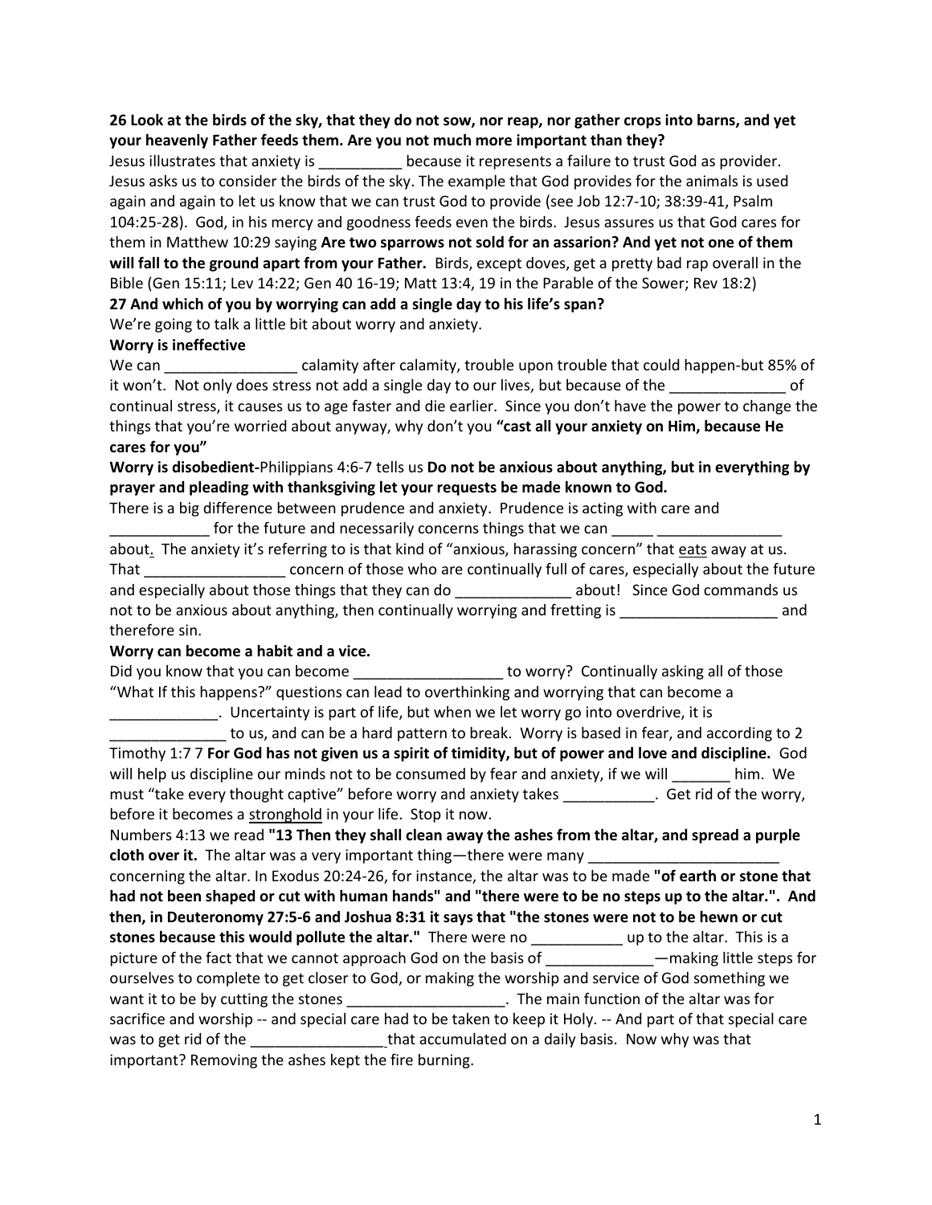**26 Look at the birds of the sky, that they do not sow, nor reap, nor gather crops into barns, and yet your heavenly Father feeds them. Are you not much more important than they?**

Jesus illustrates that anxiety is __________ because it represents a failure to trust God as provider. Jesus asks us to consider the birds of the sky. The example that God provides for the animals is used again and again to let us know that we can trust God to provide (see Job 12:7-10; 38:39-41, Psalm 104:25-28). God, in his mercy and goodness feeds even the birds. Jesus assures us that God cares for them in Matthew 10:29 saying **Are two sparrows not sold for an assarion? And yet not one of them will fall to the ground apart from your Father.** Birds, except doves, get a pretty bad rap overall in the Bible (Gen 15:11; Lev 14:22; Gen 40 16-19; Matt 13:4, 19 in the Parable of the Sower; Rev 18:2)

**27 And which of you by worrying can add a single day to his life's span?**

We're going to talk a little bit about worry and anxiety.

**Worry is ineffective**

We can ________________ calamity after calamity, trouble upon trouble that could happen-but 85% of it won't. Not only does stress not add a single day to our lives, but because of the ______________ of continual stress, it causes us to age faster and die earlier. Since you don't have the power to change the things that you're worried about anyway, why don't you **"cast all your anxiety on Him, because He cares for you"**

**Worry is disobedient-**Philippians 4:6-7 tells us **Do not be anxious about anything, but in everything by prayer and pleading with thanksgiving let your requests be made known to God.**

There is a big difference between prudence and anxiety. Prudence is acting with care and ____________ for the future and necessarily concerns things that we can _____ _______________ about. The anxiety it's referring to is that kind of "anxious, harassing concern" that eats away at us. That _________________ concern of those who are continually full of cares, especially about the future and especially about those things that they can do ______________ about! Since God commands us not to be anxious about anything, then continually worrying and fretting is ___________________ and therefore sin.

**Worry can become a habit and a vice.**

Did you know that you can become __________________ to worry? Continually asking all of those "What If this happens?" questions can lead to overthinking and worrying that can become a _____________. Uncertainty is part of life, but when we let worry go into overdrive, it is ______________ to us, and can be a hard pattern to break. Worry is based in fear, and according to 2 Timothy 1:7 7 **For God has not given us a spirit of timidity, but of power and love and discipline.** God will help us discipline our minds not to be consumed by fear and anxiety, if we will _______ him. We must "take every thought captive" before worry and anxiety takes ___________. Get rid of the worry, before it becomes a stronghold in your life. Stop it now.

Numbers 4:13 we read **"13 Then they shall clean away the ashes from the altar, and spread a purple cloth over it.** The altar was a very important thing—there were many _______________________ concerning the altar. In Exodus 20:24-26, for instance, the altar was to be made **"of earth or stone that had not been shaped or cut with human hands" and "there were to be no steps up to the altar.". And then, in Deuteronomy 27:5-6 and Joshua 8:31 it says that "the stones were not to be hewn or cut stones because this would pollute the altar."** There were no ___________ up to the altar. This is a picture of the fact that we cannot approach God on the basis of _____________—making little steps for ourselves to complete to get closer to God, or making the worship and service of God something we want it to be by cutting the stones ___________________. The main function of the altar was for sacrifice and worship -- and special care had to be taken to keep it Holy. -- And part of that special care was to get rid of the ________________ that accumulated on a daily basis. Now why was that important? Removing the ashes kept the fire burning.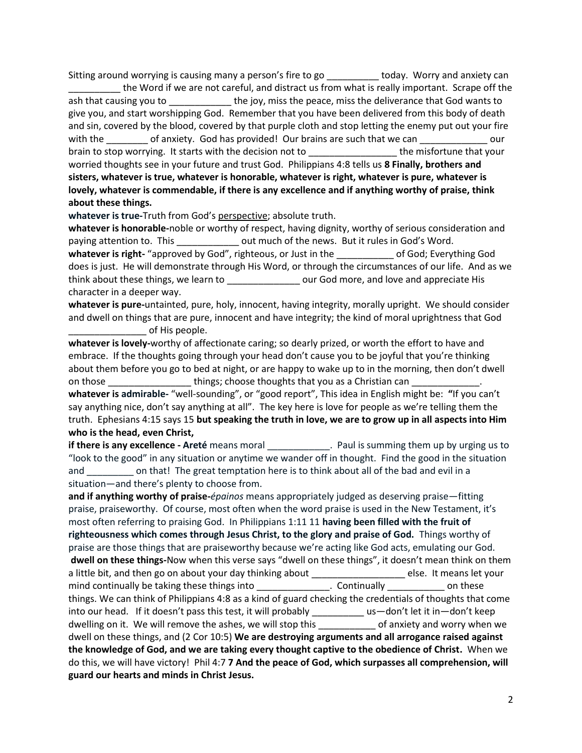Sitting around worrying is causing many a person's fire to go __________ today. Worry and anxiety can __________ the Word if we are not careful, and distract us from what is really important. Scrape off the ash that causing you to ____________ the joy, miss the peace, miss the deliverance that God wants to give you, and start worshipping God. Remember that you have been delivered from this body of death and sin, covered by the blood, covered by that purple cloth and stop letting the enemy put out your fire with the ________ of anxiety. God has provided! Our brains are such that we can _____________ our brain to stop worrying. It starts with the decision not to _________________ the misfortune that your worried thoughts see in your future and trust God. Philippians 4:8 tells us **8 Finally, brothers and sisters, whatever is true, whatever is honorable, whatever is right, whatever is pure, whatever is lovely, whatever is commendable, if there is any excellence and if anything worthy of praise, think about these things.**

**whatever is true-**Truth from God's perspective; absolute truth.

**whatever is honorable-**noble or worthy of respect, having dignity, worthy of serious consideration and paying attention to. This ____________ out much of the news. But it rules in God's Word.

**whatever is right-** "approved by God", righteous, or Just in the ___________ of God; Everything God does is just. He will demonstrate through His Word, or through the circumstances of our life. And as we think about these things, we learn to ______________ our God more, and love and appreciate His character in a deeper way.

**whatever is pure-**untainted, pure, holy, innocent, having integrity, morally upright. We should consider and dwell on things that are pure, innocent and have integrity; the kind of moral uprightness that God _______________ of His people.

**whatever is lovely-**worthy of affectionate caring; so dearly prized, or worth the effort to have and embrace. If the thoughts going through your head don't cause you to be joyful that you're thinking about them before you go to bed at night, or are happy to wake up to in the morning, then don't dwell on those ________________ things; choose thoughts that you as a Christian can _____________.

**whatever is admirable-** "well-sounding", or "good report", This idea in English might be: **"**If you can't say anything nice, don't say anything at all". The key here is love for people as we're telling them the truth. Ephesians 4:15 says 15 **but speaking the truth in love, we are to grow up in all aspects into Him who is the head, even Christ,**

**if there is any excellence - Areté** means moral ____________. Paul is summing them up by urging us to "look to the good" in any situation or anytime we wander off in thought. Find the good in the situation and _________ on that! The great temptation here is to think about all of the bad and evil in a situation—and there's plenty to choose from.

**and if anything worthy of praise-***épainos* means appropriately judged as deserving praise—fitting praise, praiseworthy. Of course, most often when the word praise is used in the New Testament, it's most often referring to praising God. In Philippians 1:11 11 **having been filled with the fruit of righteousness which comes through Jesus Christ, to the glory and praise of God.** Things worthy of praise are those things that are praiseworthy because we're acting like God acts, emulating our God.

**dwell on these things-**Now when this verse says "dwell on these things", it doesn't mean think on them a little bit, and then go on about your day thinking about __________________ else. It means let your mind continually be taking these things into ______________. Continually ___________ on these things. We can think of Philippians 4:8 as a kind of guard checking the credentials of thoughts that come into our head. If it doesn't pass this test, it will probably __________ us—don't let it in—don't keep dwelling on it. We will remove the ashes, we will stop this ___________ of anxiety and worry when we dwell on these things, and (2 Cor 10:5) **We are destroying arguments and all arrogance raised against the knowledge of God, and we are taking every thought captive to the obedience of Christ.** When we do this, we will have victory! Phil 4:7 **7 And the peace of God, which surpasses all comprehension, will guard our hearts and minds in Christ Jesus.**